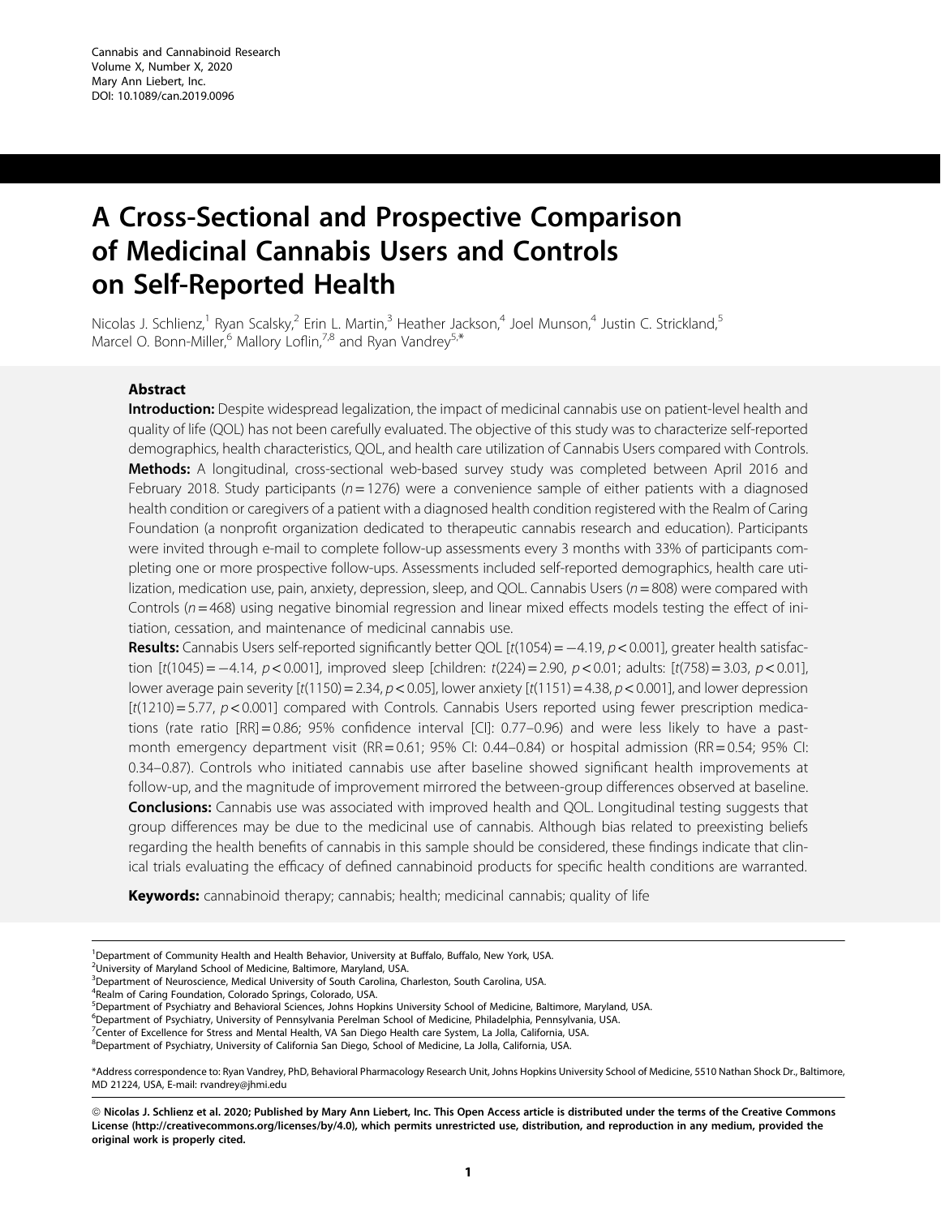# A Cross-Sectional and Prospective Comparison of Medicinal Cannabis Users and Controls on Self-Reported Health

Nicolas J. Schlienz,[1] Ryan Scalsky,[2] Erin L. Martin,[3] Heather Jackson,[4] Joel Munson,[4] Justin C. Strickland,[5] Marcel O. Bonn-Miller,[6] Mallory Loflin,[7,8] and Ryan Vandrey[5,*]

## Abstract

**Introduction:** Despite widespread legalization, the impact of medicinal cannabis use on patient-level health and quality of life (QOL) has not been carefully evaluated. The objective of this study was to characterize self-reported demographics, health characteristics, QOL, and health care utilization of Cannabis Users compared with Controls.

**Methods:** A longitudinal, cross-sectional web-based survey study was completed between April 2016 and February 2018. Study participants ($n = 1276$) were a convenience sample of either patients with a diagnosed health condition or caregivers of a patient with a diagnosed health condition registered with the Realm of Caring Foundation (a nonprofit organization dedicated to therapeutic cannabis research and education). Participants were invited through e-mail to complete follow-up assessments every 3 months with 33% of participants completing one or more prospective follow-ups. Assessments included self-reported demographics, health care utilization, medication use, pain, anxiety, depression, sleep, and QOL. Cannabis Users ($n = 808$) were compared with Controls ($n = 468$) using negative binomial regression and linear mixed effects models testing the effect of initiation, cessation, and maintenance of medicinal cannabis use.

**Results:** Cannabis Users self-reported significantly better QOL [$t(1054) = -4.19$, $p < 0.001$], greater health satisfaction [$t(1045) = -4.14$, $p < 0.001$], improved sleep [children: $t(224) = 2.90$, $p < 0.01$; adults: [$t(758) = 3.03$, $p < 0.01$], lower average pain severity [$t(1150) = 2.34$, $p < 0.05$], lower anxiety [$t(1151) = 4.38$, $p < 0.001$], and lower depression [$t(1210) = 5.77$, $p < 0.001$] compared with Controls. Cannabis Users reported using fewer prescription medications (rate ratio [RR] = 0.86; 95% confidence interval [CI]: 0.77–0.96) and were less likely to have a past-month emergency department visit (RR = 0.61; 95% CI: 0.44–0.84) or hospital admission (RR = 0.54; 95% CI: 0.34–0.87). Controls who initiated cannabis use after baseline showed significant health improvements at follow-up, and the magnitude of improvement mirrored the between-group differences observed at baseline.

**Conclusions:** Cannabis use was associated with improved health and QOL. Longitudinal testing suggests that group differences may be due to the medicinal use of cannabis. Although bias related to preexisting beliefs regarding the health benefits of cannabis in this sample should be considered, these findings indicate that clinical trials evaluating the efficacy of defined cannabinoid products for specific health conditions are warranted.

**Keywords:** cannabinoid therapy; cannabis; health; medicinal cannabis; quality of life

---

[1]Department of Community Health and Health Behavior, University at Buffalo, Buffalo, New York, USA.
[2]University of Maryland School of Medicine, Baltimore, Maryland, USA.
[3]Department of Neuroscience, Medical University of South Carolina, Charleston, South Carolina, USA.
[4]Realm of Caring Foundation, Colorado Springs, Colorado, USA.
[5]Department of Psychiatry and Behavioral Sciences, Johns Hopkins University School of Medicine, Baltimore, Maryland, USA.
[6]Department of Psychiatry, University of Pennsylvania Perelman School of Medicine, Philadelphia, Pennsylvania, USA.
[7]Center of Excellence for Stress and Mental Health, VA San Diego Health care System, La Jolla, California, USA.
[8]Department of Psychiatry, University of California San Diego, School of Medicine, La Jolla, California, USA.

*Address correspondence to: Ryan Vandrey, PhD, Behavioral Pharmacology Research Unit, Johns Hopkins University School of Medicine, 5510 Nathan Shock Dr., Baltimore, MD 21224, USA, E-mail: rvandrey@jhmi.edu

**© Nicolas J. Schlienz et al. 2020; Published by Mary Ann Liebert, Inc. This Open Access article is distributed under the terms of the Creative Commons License (http://creativecommons.org/licenses/by/4.0), which permits unrestricted use, distribution, and reproduction in any medium, provided the original work is properly cited.**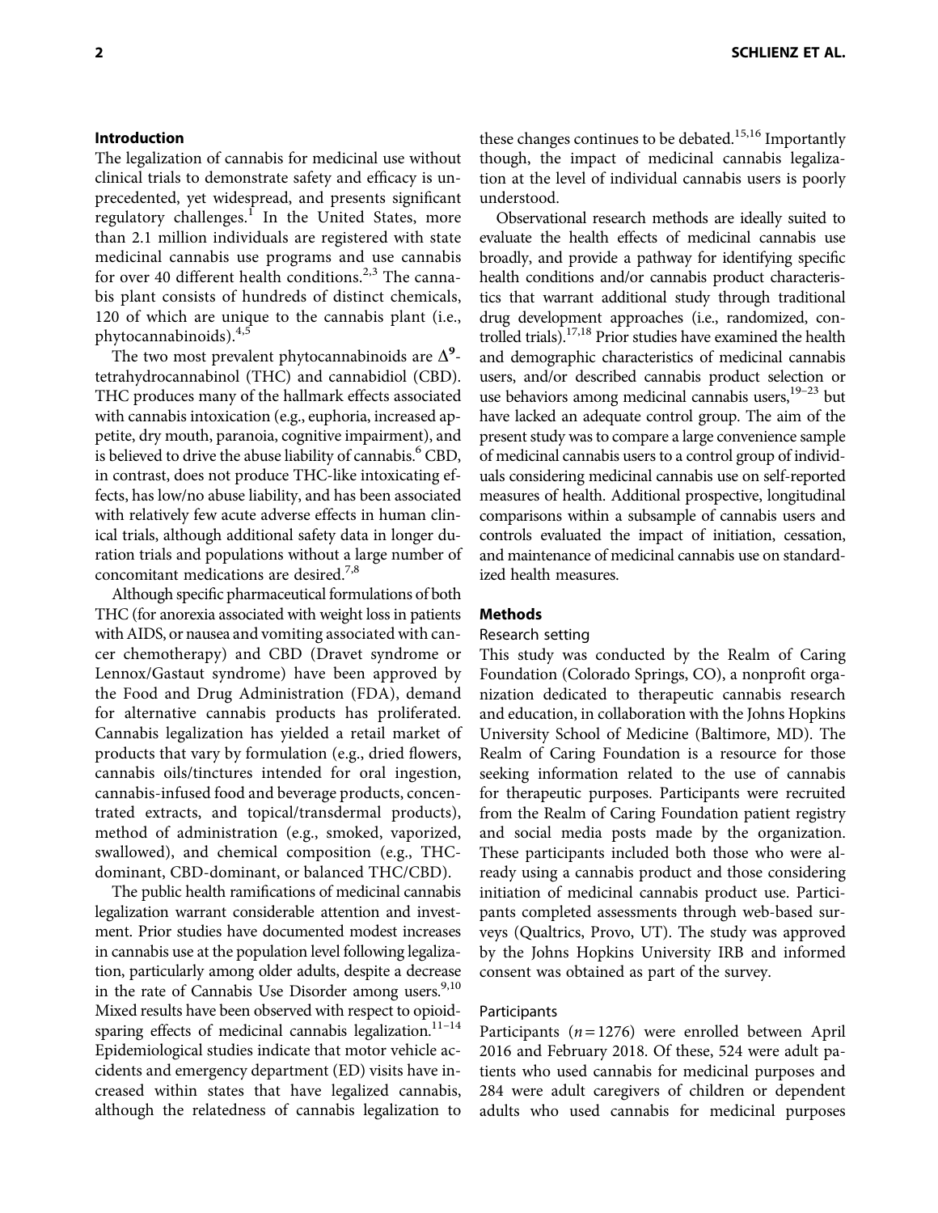## Introduction

The legalization of cannabis for medicinal use without clinical trials to demonstrate safety and efficacy is unprecedented, yet widespread, and presents significant regulatory challenges.[1] In the United States, more than 2.1 million individuals are registered with state medicinal cannabis use programs and use cannabis for over 40 different health conditions.[2,3] The cannabis plant consists of hundreds of distinct chemicals, 120 of which are unique to the cannabis plant (i.e., phytocannabinoids).[4,5]

The two most prevalent phytocannabinoids are $\Delta^9$-tetrahydrocannabinol (THC) and cannabidiol (CBD). THC produces many of the hallmark effects associated with cannabis intoxication (e.g., euphoria, increased appetite, dry mouth, paranoia, cognitive impairment), and is believed to drive the abuse liability of cannabis.[6] CBD, in contrast, does not produce THC-like intoxicating effects, has low/no abuse liability, and has been associated with relatively few acute adverse effects in human clinical trials, although additional safety data in longer duration trials and populations without a large number of concomitant medications are desired.[7,8]

Although specific pharmaceutical formulations of both THC (for anorexia associated with weight loss in patients with AIDS, or nausea and vomiting associated with cancer chemotherapy) and CBD (Dravet syndrome or Lennox/Gastaut syndrome) have been approved by the Food and Drug Administration (FDA), demand for alternative cannabis products has proliferated. Cannabis legalization has yielded a retail market of products that vary by formulation (e.g., dried flowers, cannabis oils/tinctures intended for oral ingestion, cannabis-infused food and beverage products, concentrated extracts, and topical/transdermal products), method of administration (e.g., smoked, vaporized, swallowed), and chemical composition (e.g., THC-dominant, CBD-dominant, or balanced THC/CBD).

The public health ramifications of medicinal cannabis legalization warrant considerable attention and investment. Prior studies have documented modest increases in cannabis use at the population level following legalization, particularly among older adults, despite a decrease in the rate of Cannabis Use Disorder among users.[9,10] Mixed results have been observed with respect to opioid-sparing effects of medicinal cannabis legalization.[11–14] Epidemiological studies indicate that motor vehicle accidents and emergency department (ED) visits have increased within states that have legalized cannabis, although the relatedness of cannabis legalization to these changes continues to be debated.[15,16] Importantly though, the impact of medicinal cannabis legalization at the level of individual cannabis users is poorly understood.

Observational research methods are ideally suited to evaluate the health effects of medicinal cannabis use broadly, and provide a pathway for identifying specific health conditions and/or cannabis product characteristics that warrant additional study through traditional drug development approaches (i.e., randomized, controlled trials).[17,18] Prior studies have examined the health and demographic characteristics of medicinal cannabis users, and/or described cannabis product selection or use behaviors among medicinal cannabis users,[19–23] but have lacked an adequate control group. The aim of the present study was to compare a large convenience sample of medicinal cannabis users to a control group of individuals considering medicinal cannabis use on self-reported measures of health. Additional prospective, longitudinal comparisons within a subsample of cannabis users and controls evaluated the impact of initiation, cessation, and maintenance of medicinal cannabis use on standardized health measures.

## Methods

### Research setting

This study was conducted by the Realm of Caring Foundation (Colorado Springs, CO), a nonprofit organization dedicated to therapeutic cannabis research and education, in collaboration with the Johns Hopkins University School of Medicine (Baltimore, MD). The Realm of Caring Foundation is a resource for those seeking information related to the use of cannabis for therapeutic purposes. Participants were recruited from the Realm of Caring Foundation patient registry and social media posts made by the organization. These participants included both those who were already using a cannabis product and those considering initiation of medicinal cannabis product use. Participants completed assessments through web-based surveys (Qualtrics, Provo, UT). The study was approved by the Johns Hopkins University IRB and informed consent was obtained as part of the survey.

### Participants

Participants ($n = 1276$) were enrolled between April 2016 and February 2018. Of these, 524 were adult patients who used cannabis for medicinal purposes and 284 were adult caregivers of children or dependent adults who used cannabis for medicinal purposes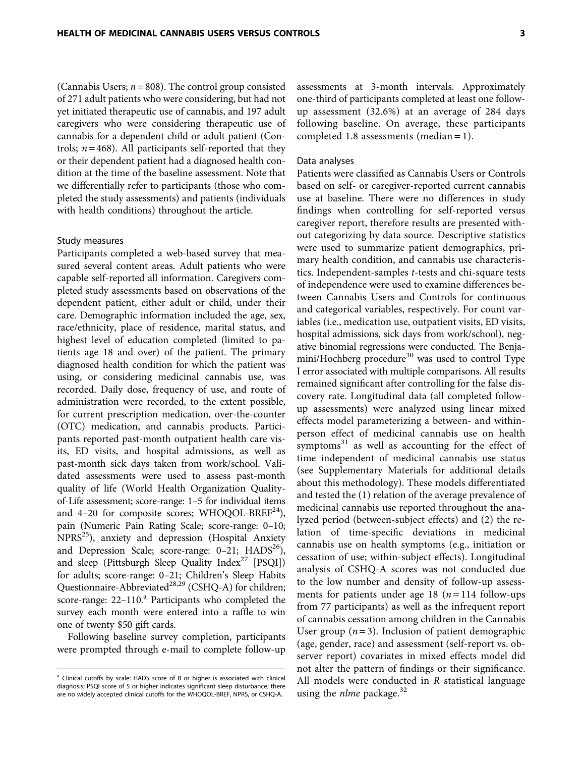(Cannabis Users; $n = 808$). The control group consisted of 271 adult patients who were considering, but had not yet initiated therapeutic use of cannabis, and 197 adult caregivers who were considering therapeutic use of cannabis for a dependent child or adult patient (Controls; $n = 468$). All participants self-reported that they or their dependent patient had a diagnosed health condition at the time of the baseline assessment. Note that we differentially refer to participants (those who completed the study assessments) and patients (individuals with health conditions) throughout the article.

### Study measures

Participants completed a web-based survey that measured several content areas. Adult patients who were capable self-reported all information. Caregivers completed study assessments based on observations of the dependent patient, either adult or child, under their care. Demographic information included the age, sex, race/ethnicity, place of residence, marital status, and highest level of education completed (limited to patients age 18 and over) of the patient. The primary diagnosed health condition for which the patient was using, or considering medicinal cannabis use, was recorded. Daily dose, frequency of use, and route of administration were recorded, to the extent possible, for current prescription medication, over-the-counter (OTC) medication, and cannabis products. Participants reported past-month outpatient health care visits, ED visits, and hospital admissions, as well as past-month sick days taken from work/school. Validated assessments were used to assess past-month quality of life (World Health Organization Quality-of-Life assessment; score-range: 1–5 for individual items and 4–20 for composite scores; WHOQOL-BREF[24]), pain (Numeric Pain Rating Scale; score-range: 0–10; NPRS[25]), anxiety and depression (Hospital Anxiety and Depression Scale; score-range: 0–21; HADS[26]), and sleep (Pittsburgh Sleep Quality Index[27] [PSQI]) for adults; score-range: 0–21; Children's Sleep Habits Questionnaire-Abbreviated[28,29] (CSHQ-A) for children; score-range: 22–110.[a] Participants who completed the survey each month were entered into a raffle to win one of twenty $50 gift cards.

Following baseline survey completion, participants were prompted through e-mail to complete follow-up assessments at 3-month intervals. Approximately one-third of participants completed at least one follow-up assessment (32.6%) at an average of 284 days following baseline. On average, these participants completed 1.8 assessments (median = 1).

### Data analyses

Patients were classified as Cannabis Users or Controls based on self- or caregiver-reported current cannabis use at baseline. There were no differences in study findings when controlling for self-reported versus caregiver report, therefore results are presented without categorizing by data source. Descriptive statistics were used to summarize patient demographics, primary health condition, and cannabis use characteristics. Independent-samples *t*-tests and chi-square tests of independence were used to examine differences between Cannabis Users and Controls for continuous and categorical variables, respectively. For count variables (i.e., medication use, outpatient visits, ED visits, hospital admissions, sick days from work/school), negative binomial regressions were conducted. The Benjamini/Hochberg procedure[30] was used to control Type I error associated with multiple comparisons. All results remained significant after controlling for the false discovery rate. Longitudinal data (all completed follow-up assessments) were analyzed using linear mixed effects model parameterizing a between- and within-person effect of medicinal cannabis use on health symptoms[31] as well as accounting for the effect of time independent of medicinal cannabis use status (see Supplementary Materials for additional details about this methodology). These models differentiated and tested the (1) relation of the average prevalence of medicinal cannabis use reported throughout the analyzed period (between-subject effects) and (2) the relation of time-specific deviations in medicinal cannabis use on health symptoms (e.g., initiation or cessation of use; within-subject effects). Longitudinal analysis of CSHQ-A scores was not conducted due to the low number and density of follow-up assessments for patients under age 18 ($n = 114$ follow-ups from 77 participants) as well as the infrequent report of cannabis cessation among children in the Cannabis User group ($n = 3$). Inclusion of patient demographic (age, gender, race) and assessment (self-report vs. observer report) covariates in mixed effects model did not alter the pattern of findings or their significance. All models were conducted in *R* statistical language using the *nlme* package.[32]

---

[a] Clinical cutoffs by scale: HADS score of 8 or higher is associated with clinical diagnosis; PSQI score of 5 or higher indicates significant sleep disturbance; there are no widely accepted clinical cutoffs for the WHOQOL-BREF, NPRS, or CSHQ-A.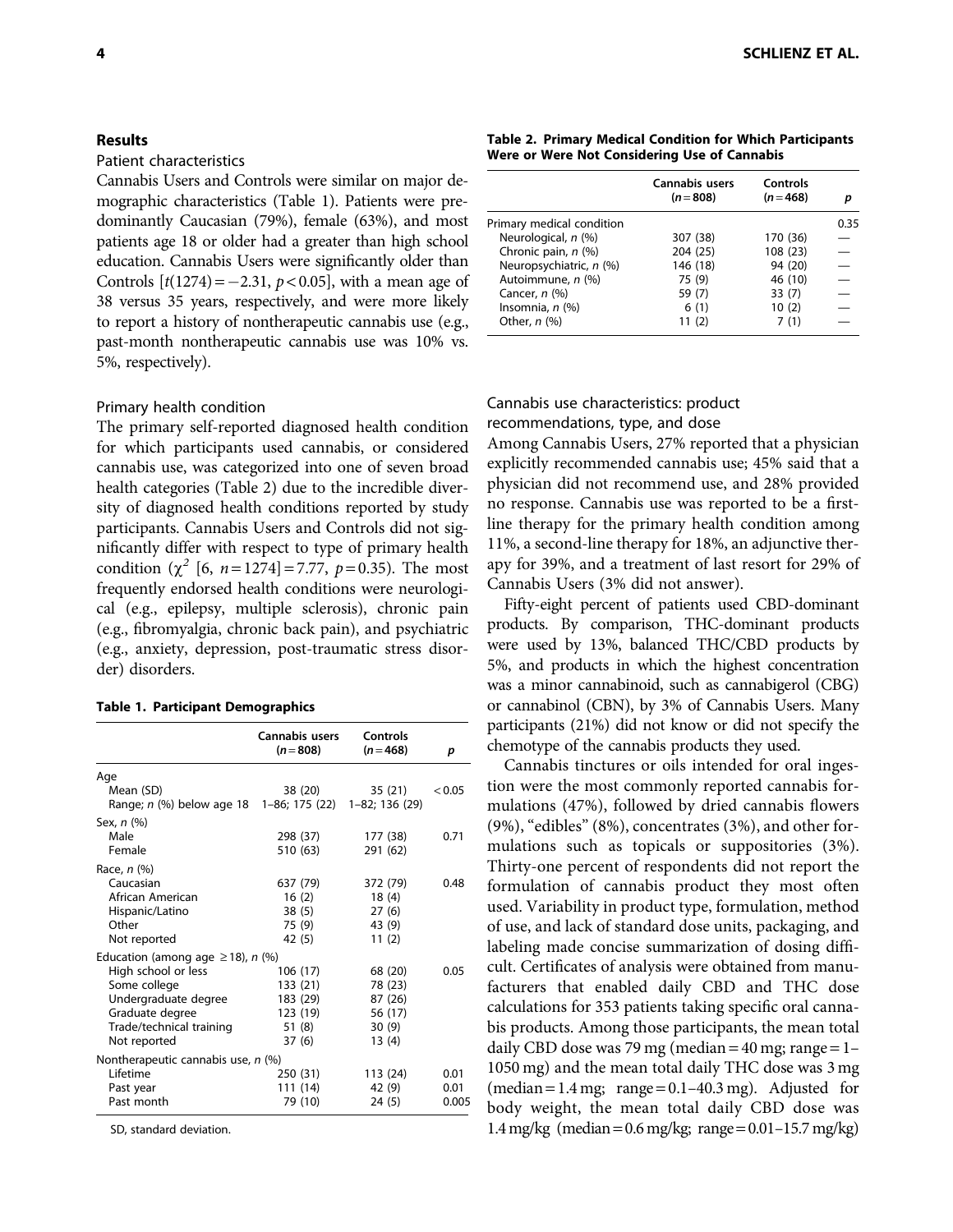## Results

### Patient characteristics

Cannabis Users and Controls were similar on major demographic characteristics (Table 1). Patients were predominantly Caucasian (79%), female (63%), and most patients age 18 or older had a greater than high school education. Cannabis Users were significantly older than Controls [$t(1274) = -2.31$, $p < 0.05$], with a mean age of 38 versus 35 years, respectively, and were more likely to report a history of nontherapeutic cannabis use (e.g., past-month nontherapeutic cannabis use was 10% vs. 5%, respectively).

### Primary health condition

The primary self-reported diagnosed health condition for which participants used cannabis, or considered cannabis use, was categorized into one of seven broad health categories (Table 2) due to the incredible diversity of diagnosed health conditions reported by study participants. Cannabis Users and Controls did not significantly differ with respect to type of primary health condition ($\chi^2$ [6, $n = 1274$] $= 7.77$, $p = 0.35$). The most frequently endorsed health conditions were neurological (e.g., epilepsy, multiple sclerosis), chronic pain (e.g., fibromyalgia, chronic back pain), and psychiatric (e.g., anxiety, depression, post-traumatic stress disorder) disorders.

**Table 1. Participant Demographics**

| | Cannabis users (*n* = 808) | Controls (*n* = 468) | *p* |
|---|---|---|---|
| Age | | | |
| Mean (SD) | 38 (20) | 35 (21) | < 0.05 |
| Range; *n* (%) below age 18 | 1–86; 175 (22) | 1–82; 136 (29) | |
| Sex, *n* (%) | | | |
| Male | 298 (37) | 177 (38) | 0.71 |
| Female | 510 (63) | 291 (62) | |
| Race, *n* (%) | | | |
| Caucasian | 637 (79) | 372 (79) | 0.48 |
| African American | 16 (2) | 18 (4) | |
| Hispanic/Latino | 38 (5) | 27 (6) | |
| Other | 75 (9) | 43 (9) | |
| Not reported | 42 (5) | 11 (2) | |
| Education (among age ≥18), *n* (%) | | | |
| High school or less | 106 (17) | 68 (20) | 0.05 |
| Some college | 133 (21) | 78 (23) | |
| Undergraduate degree | 183 (29) | 87 (26) | |
| Graduate degree | 123 (19) | 56 (17) | |
| Trade/technical training | 51 (8) | 30 (9) | |
| Not reported | 37 (6) | 13 (4) | |
| Nontherapeutic cannabis use, *n* (%) | | | |
| Lifetime | 250 (31) | 113 (24) | 0.01 |
| Past year | 111 (14) | 42 (9) | 0.01 |
| Past month | 79 (10) | 24 (5) | 0.005 |

SD, standard deviation.

**Table 2. Primary Medical Condition for Which Participants Were or Were Not Considering Use of Cannabis**

| | Cannabis users (*n* = 808) | Controls (*n* = 468) | *p* |
|---|---|---|---|
| Primary medical condition | | | 0.35 |
| Neurological, *n* (%) | 307 (38) | 170 (36) | — |
| Chronic pain, *n* (%) | 204 (25) | 108 (23) | — |
| Neuropsychiatric, *n* (%) | 146 (18) | 94 (20) | — |
| Autoimmune, *n* (%) | 75 (9) | 46 (10) | — |
| Cancer, *n* (%) | 59 (7) | 33 (7) | — |
| Insomnia, *n* (%) | 6 (1) | 10 (2) | — |
| Other, *n* (%) | 11 (2) | 7 (1) | — |

### Cannabis use characteristics: product recommendations, type, and dose

Among Cannabis Users, 27% reported that a physician explicitly recommended cannabis use; 45% said that a physician did not recommend use, and 28% provided no response. Cannabis use was reported to be a first-line therapy for the primary health condition among 11%, a second-line therapy for 18%, an adjunctive therapy for 39%, and a treatment of last resort for 29% of Cannabis Users (3% did not answer).

Fifty-eight percent of patients used CBD-dominant products. By comparison, THC-dominant products were used by 13%, balanced THC/CBD products by 5%, and products in which the highest concentration was a minor cannabinoid, such as cannabigerol (CBG) or cannabinol (CBN), by 3% of Cannabis Users. Many participants (21%) did not know or did not specify the chemotype of the cannabis products they used.

Cannabis tinctures or oils intended for oral ingestion were the most commonly reported cannabis formulations (47%), followed by dried cannabis flowers (9%), "edibles" (8%), concentrates (3%), and other formulations such as topicals or suppositories (3%). Thirty-one percent of respondents did not report the formulation of cannabis product they most often used. Variability in product type, formulation, method of use, and lack of standard dose units, packaging, and labeling made concise summarization of dosing difficult. Certificates of analysis were obtained from manufacturers that enabled daily CBD and THC dose calculations for 353 patients taking specific oral cannabis products. Among those participants, the mean total daily CBD dose was 79 mg (median = 40 mg; range = 1–1050 mg) and the mean total daily THC dose was 3 mg (median = 1.4 mg; range = 0.1–40.3 mg). Adjusted for body weight, the mean total daily CBD dose was 1.4 mg/kg (median = 0.6 mg/kg; range = 0.01–15.7 mg/kg)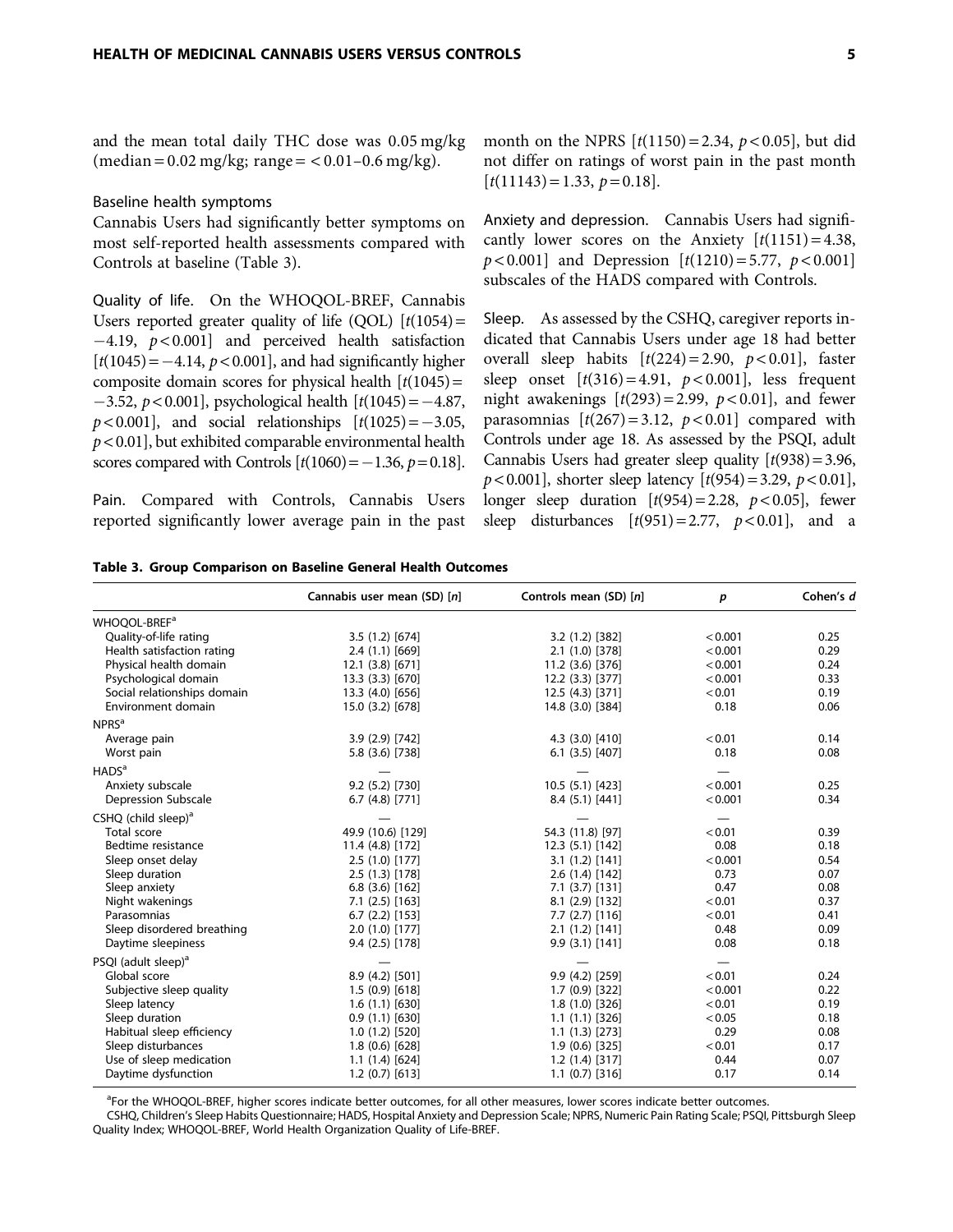and the mean total daily THC dose was 0.05 mg/kg (median = 0.02 mg/kg; range = < 0.01–0.6 mg/kg).

### Baseline health symptoms

Cannabis Users had significantly better symptoms on most self-reported health assessments compared with Controls at baseline (Table 3).

**Quality of life.** On the WHOQOL-BREF, Cannabis Users reported greater quality of life (QOL) [$t(1054) = -4.19$, $p < 0.001$] and perceived health satisfaction [$t(1045) = -4.14$, $p < 0.001$], and had significantly higher composite domain scores for physical health [$t(1045) = -3.52$, $p < 0.001$], psychological health [$t(1045) = -4.87$, $p < 0.001$], and social relationships [$t(1025) = -3.05$, $p < 0.01$], but exhibited comparable environmental health scores compared with Controls [$t(1060) = -1.36$, $p = 0.18$].

**Pain.** Compared with Controls, Cannabis Users reported significantly lower average pain in the past month on the NPRS [$t(1150) = 2.34$, $p < 0.05$], but did not differ on ratings of worst pain in the past month [$t(11143) = 1.33$, $p = 0.18$].

**Anxiety and depression.** Cannabis Users had significantly lower scores on the Anxiety [$t(1151) = 4.38$, $p < 0.001$] and Depression [$t(1210) = 5.77$, $p < 0.001$] subscales of the HADS compared with Controls.

**Sleep.** As assessed by the CSHQ, caregiver reports indicated that Cannabis Users under age 18 had better overall sleep habits [$t(224) = 2.90$, $p < 0.01$], faster sleep onset [$t(316) = 4.91$, $p < 0.001$], less frequent night awakenings [$t(293) = 2.99$, $p < 0.01$], and fewer parasomnias [$t(267) = 3.12$, $p < 0.01$] compared with Controls under age 18. As assessed by the PSQI, adult Cannabis Users had greater sleep quality [$t(938) = 3.96$, $p < 0.001$], shorter sleep latency [$t(954) = 3.29$, $p < 0.01$], longer sleep duration [$t(954) = 2.28$, $p < 0.05$], fewer sleep disturbances [$t(951) = 2.77$, $p < 0.01$], and a

**Table 3. Group Comparison on Baseline General Health Outcomes**

| | Cannabis user mean (SD) [n] | Controls mean (SD) [n] | p | Cohen's d |
|---|---|---|---|---|
| WHOQOL-BREF[a] | | | | |
| Quality-of-life rating | 3.5 (1.2) [674] | 3.2 (1.2) [382] | < 0.001 | 0.25 |
| Health satisfaction rating | 2.4 (1.1) [669] | 2.1 (1.0) [378] | < 0.001 | 0.29 |
| Physical health domain | 12.1 (3.8) [671] | 11.2 (3.6) [376] | < 0.001 | 0.24 |
| Psychological domain | 13.3 (3.3) [670] | 12.2 (3.3) [377] | < 0.001 | 0.33 |
| Social relationships domain | 13.3 (4.0) [656] | 12.5 (4.3) [371] | < 0.01 | 0.19 |
| Environment domain | 15.0 (3.2) [678] | 14.8 (3.0) [384] | 0.18 | 0.06 |
| NPRS[a] | | | | |
| Average pain | 3.9 (2.9) [742] | 4.3 (3.0) [410] | < 0.01 | 0.14 |
| Worst pain | 5.8 (3.6) [738] | 6.1 (3.5) [407] | 0.18 | 0.08 |
| HADS[a] | — | — | — | |
| Anxiety subscale | 9.2 (5.2) [730] | 10.5 (5.1) [423] | < 0.001 | 0.25 |
| Depression Subscale | 6.7 (4.8) [771] | 8.4 (5.1) [441] | < 0.001 | 0.34 |
| CSHQ (child sleep)[a] | — | — | — | |
| Total score | 49.9 (10.6) [129] | 54.3 (11.8) [97] | < 0.01 | 0.39 |
| Bedtime resistance | 11.4 (4.8) [172] | 12.3 (5.1) [142] | 0.08 | 0.18 |
| Sleep onset delay | 2.5 (1.0) [177] | 3.1 (1.2) [141] | < 0.001 | 0.54 |
| Sleep duration | 2.5 (1.3) [178] | 2.6 (1.4) [142] | 0.73 | 0.07 |
| Sleep anxiety | 6.8 (3.6) [162] | 7.1 (3.7) [131] | 0.47 | 0.08 |
| Night wakenings | 7.1 (2.5) [163] | 8.1 (2.9) [132] | < 0.01 | 0.37 |
| Parasomnias | 6.7 (2.2) [153] | 7.7 (2.7) [116] | < 0.01 | 0.41 |
| Sleep disordered breathing | 2.0 (1.0) [177] | 2.1 (1.2) [141] | 0.48 | 0.09 |
| Daytime sleepiness | 9.4 (2.5) [178] | 9.9 (3.1) [141] | 0.08 | 0.18 |
| PSQI (adult sleep)[a] | — | — | — | |
| Global score | 8.9 (4.2) [501] | 9.9 (4.2) [259] | < 0.01 | 0.24 |
| Subjective sleep quality | 1.5 (0.9) [618] | 1.7 (0.9) [322] | < 0.001 | 0.22 |
| Sleep latency | 1.6 (1.1) [630] | 1.8 (1.0) [326] | < 0.01 | 0.19 |
| Sleep duration | 0.9 (1.1) [630] | 1.1 (1.1) [326] | < 0.05 | 0.18 |
| Habitual sleep efficiency | 1.0 (1.2) [520] | 1.1 (1.3) [273] | 0.29 | 0.08 |
| Sleep disturbances | 1.8 (0.6) [628] | 1.9 (0.6) [325] | < 0.01 | 0.17 |
| Use of sleep medication | 1.1 (1.4) [624] | 1.2 (1.4) [317] | 0.44 | 0.07 |
| Daytime dysfunction | 1.2 (0.7) [613] | 1.1 (0.7) [316] | 0.17 | 0.14 |

[a]For the WHOQOL-BREF, higher scores indicate better outcomes, for all other measures, lower scores indicate better outcomes.

CSHQ, Children's Sleep Habits Questionnaire; HADS, Hospital Anxiety and Depression Scale; NPRS, Numeric Pain Rating Scale; PSQI, Pittsburgh Sleep Quality Index; WHOQOL-BREF, World Health Organization Quality of Life-BREF.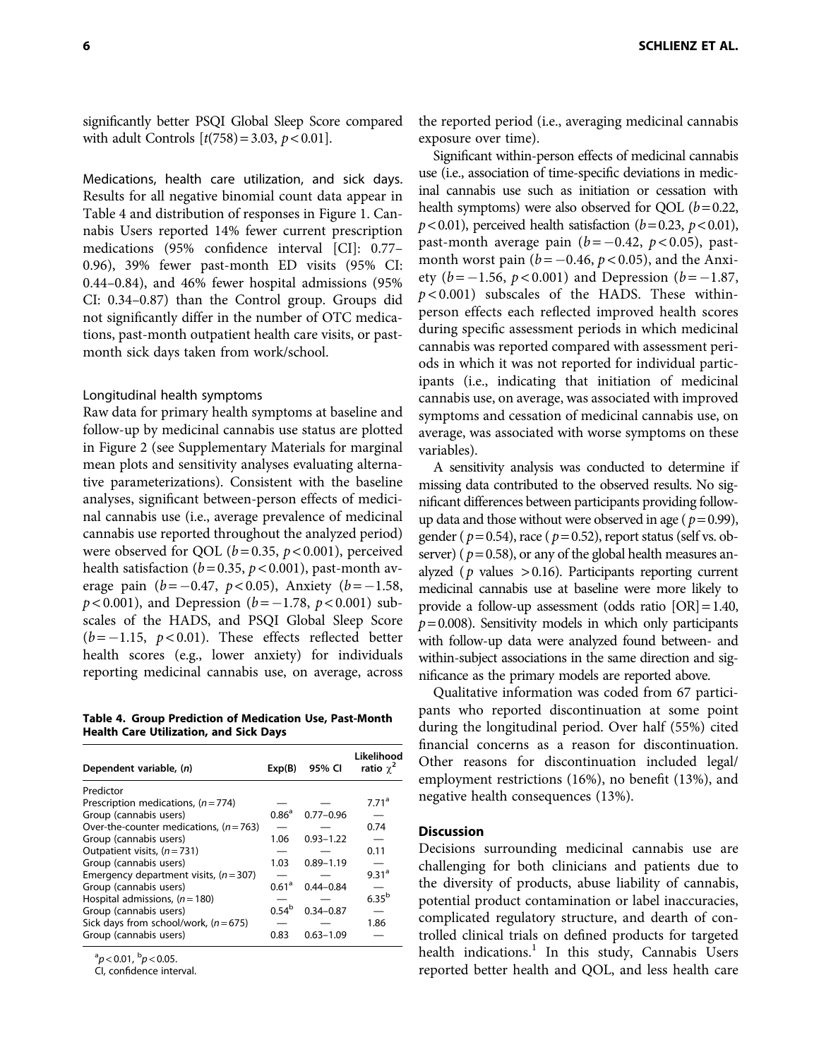significantly better PSQI Global Sleep Score compared with adult Controls [$t(758) = 3.03$, $p < 0.01$].

**Medications, health care utilization, and sick days.** Results for all negative binomial count data appear in Table 4 and distribution of responses in Figure 1. Cannabis Users reported 14% fewer current prescription medications (95% confidence interval [CI]: 0.77–0.96), 39% fewer past-month ED visits (95% CI: 0.44–0.84), and 46% fewer hospital admissions (95% CI: 0.34–0.87) than the Control group. Groups did not significantly differ in the number of OTC medications, past-month outpatient health care visits, or past-month sick days taken from work/school.

### Longitudinal health symptoms

Raw data for primary health symptoms at baseline and follow-up by medicinal cannabis use status are plotted in Figure 2 (see Supplementary Materials for marginal mean plots and sensitivity analyses evaluating alternative parameterizations). Consistent with the baseline analyses, significant between-person effects of medicinal cannabis use (i.e., average prevalence of medicinal cannabis use reported throughout the analyzed period) were observed for QOL ($b = 0.35$, $p < 0.001$), perceived health satisfaction ($b = 0.35$, $p < 0.001$), past-month average pain ($b = -0.47$, $p < 0.05$), Anxiety ($b = -1.58$, $p < 0.001$), and Depression ($b = -1.78$, $p < 0.001$) subscales of the HADS, and PSQI Global Sleep Score ($b = -1.15$, $p < 0.01$). These effects reflected better health scores (e.g., lower anxiety) for individuals reporting medicinal cannabis use, on average, across the reported period (i.e., averaging medicinal cannabis exposure over time).

Significant within-person effects of medicinal cannabis use (i.e., association of time-specific deviations in medicinal cannabis use such as initiation or cessation with health symptoms) were also observed for QOL ($b = 0.22$, $p < 0.01$), perceived health satisfaction ($b = 0.23$, $p < 0.01$), past-month average pain ($b = -0.42$, $p < 0.05$), past-month worst pain ($b = -0.46$, $p < 0.05$), and the Anxiety ($b = -1.56$, $p < 0.001$) and Depression ($b = -1.87$, $p < 0.001$) subscales of the HADS. These within-person effects each reflected improved health scores during specific assessment periods in which medicinal cannabis was reported compared with assessment periods in which it was not reported for individual participants (i.e., indicating that initiation of medicinal cannabis use, on average, was associated with improved symptoms and cessation of medicinal cannabis use, on average, was associated with worse symptoms on these variables).

A sensitivity analysis was conducted to determine if missing data contributed to the observed results. No significant differences between participants providing follow-up data and those without were observed in age ($p = 0.99$), gender ($p = 0.54$), race ($p = 0.52$), report status (self vs. observer) ($p = 0.58$), or any of the global health measures analyzed ($p$ values $> 0.16$). Participants reporting current medicinal cannabis use at baseline were more likely to provide a follow-up assessment (odds ratio [OR] = 1.40, $p = 0.008$). Sensitivity models in which only participants with follow-up data were analyzed found between- and within-subject associations in the same direction and significance as the primary models are reported above.

Qualitative information was coded from 67 participants who reported discontinuation at some point during the longitudinal period. Over half (55%) cited financial concerns as a reason for discontinuation. Other reasons for discontinuation included legal/employment restrictions (16%), no benefit (13%), and negative health consequences (13%).

**Table 4. Group Prediction of Medication Use, Past-Month Health Care Utilization, and Sick Days**

| Dependent variable, (n) | Exp(B) | 95% CI | Likelihood ratio $\chi^2$ |
|---|---|---|---|
| Predictor | | | |
| Prescription medications, ($n = 774$) | — | — | 7.71[a] |
| Group (cannabis users) | 0.86[a] | 0.77–0.96 | — |
| Over-the-counter medications, ($n = 763$) | — | — | 0.74 |
| Group (cannabis users) | 1.06 | 0.93–1.22 | — |
| Outpatient visits, ($n = 731$) | — | — | 0.11 |
| Group (cannabis users) | 1.03 | 0.89–1.19 | — |
| Emergency department visits, ($n = 307$) | — | — | 9.31[a] |
| Group (cannabis users) | 0.61[a] | 0.44–0.84 | — |
| Hospital admissions, ($n = 180$) | — | — | 6.35[b] |
| Group (cannabis users) | 0.54[b] | 0.34–0.87 | — |
| Sick days from school/work, ($n = 675$) | — | — | 1.86 |
| Group (cannabis users) | 0.83 | 0.63–1.09 | — |

[a]$p < 0.01$, [b]$p < 0.05$.

CI, confidence interval.

## Discussion

Decisions surrounding medicinal cannabis use are challenging for both clinicians and patients due to the diversity of products, abuse liability of cannabis, potential product contamination or label inaccuracies, complicated regulatory structure, and dearth of controlled clinical trials on defined products for targeted health indications.[1] In this study, Cannabis Users reported better health and QOL, and less health care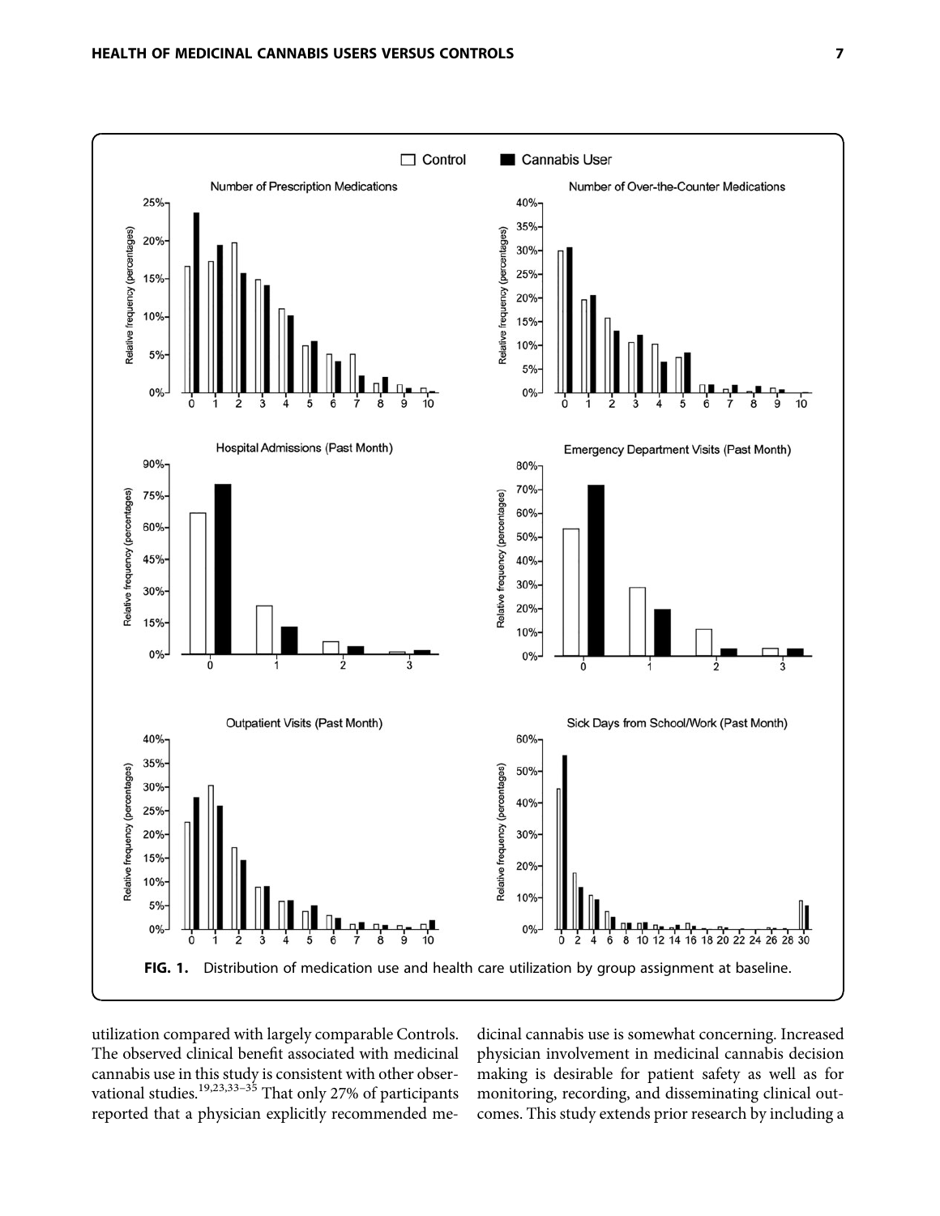FIG. 1. Distribution of medication use and health care utilization by group assignment at baseline.

utilization compared with largely comparable Controls. The observed clinical benefit associated with medicinal cannabis use in this study is consistent with other observational studies.[19,23,33–35] That only 27% of participants reported that a physician explicitly recommended medicinal cannabis use is somewhat concerning. Increased physician involvement in medicinal cannabis decision making is desirable for patient safety as well as for monitoring, recording, and disseminating clinical outcomes. This study extends prior research by including a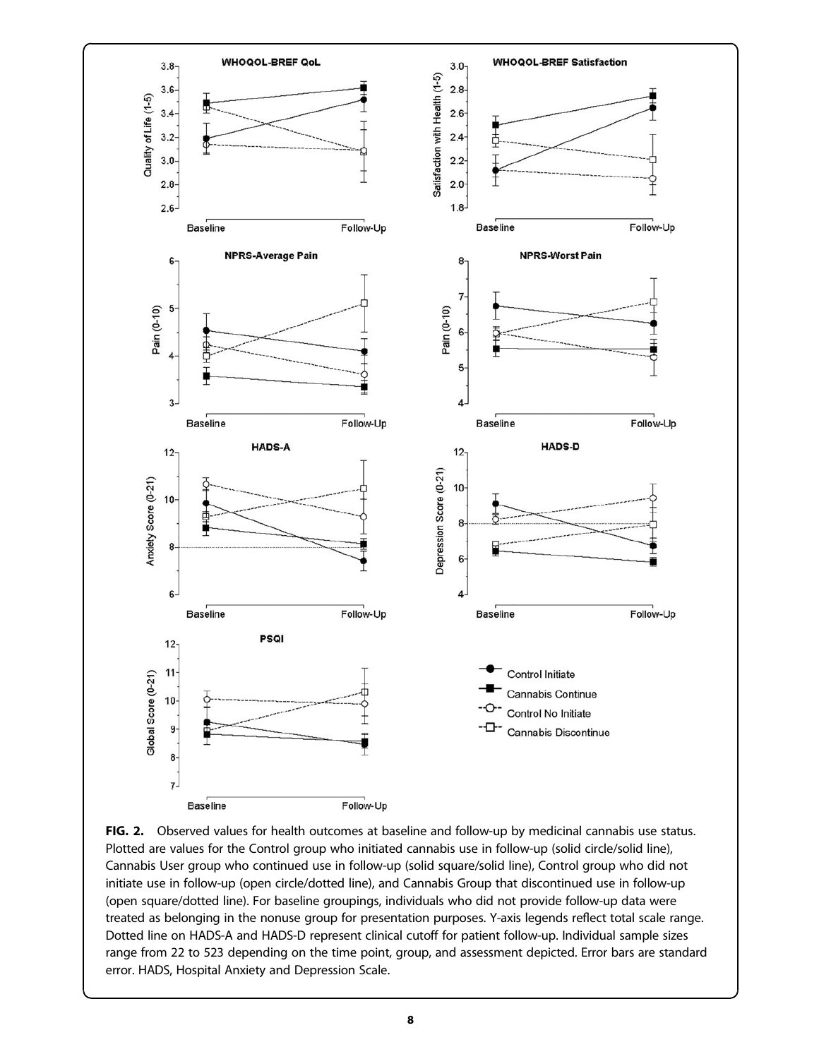**FIG. 2.** Observed values for health outcomes at baseline and follow-up by medicinal cannabis use status. Plotted are values for the Control group who initiated cannabis use in follow-up (solid circle/solid line), Cannabis User group who continued use in follow-up (solid square/solid line), Control group who did not initiate use in follow-up (open circle/dotted line), and Cannabis Group that discontinued use in follow-up (open square/dotted line). For baseline groupings, individuals who did not provide follow-up data were treated as belonging in the nonuse group for presentation purposes. Y-axis legends reflect total scale range. Dotted line on HADS-A and HADS-D represent clinical cutoff for patient follow-up. Individual sample sizes range from 22 to 523 depending on the time point, group, and assessment depicted. Error bars are standard error. HADS, Hospital Anxiety and Depression Scale.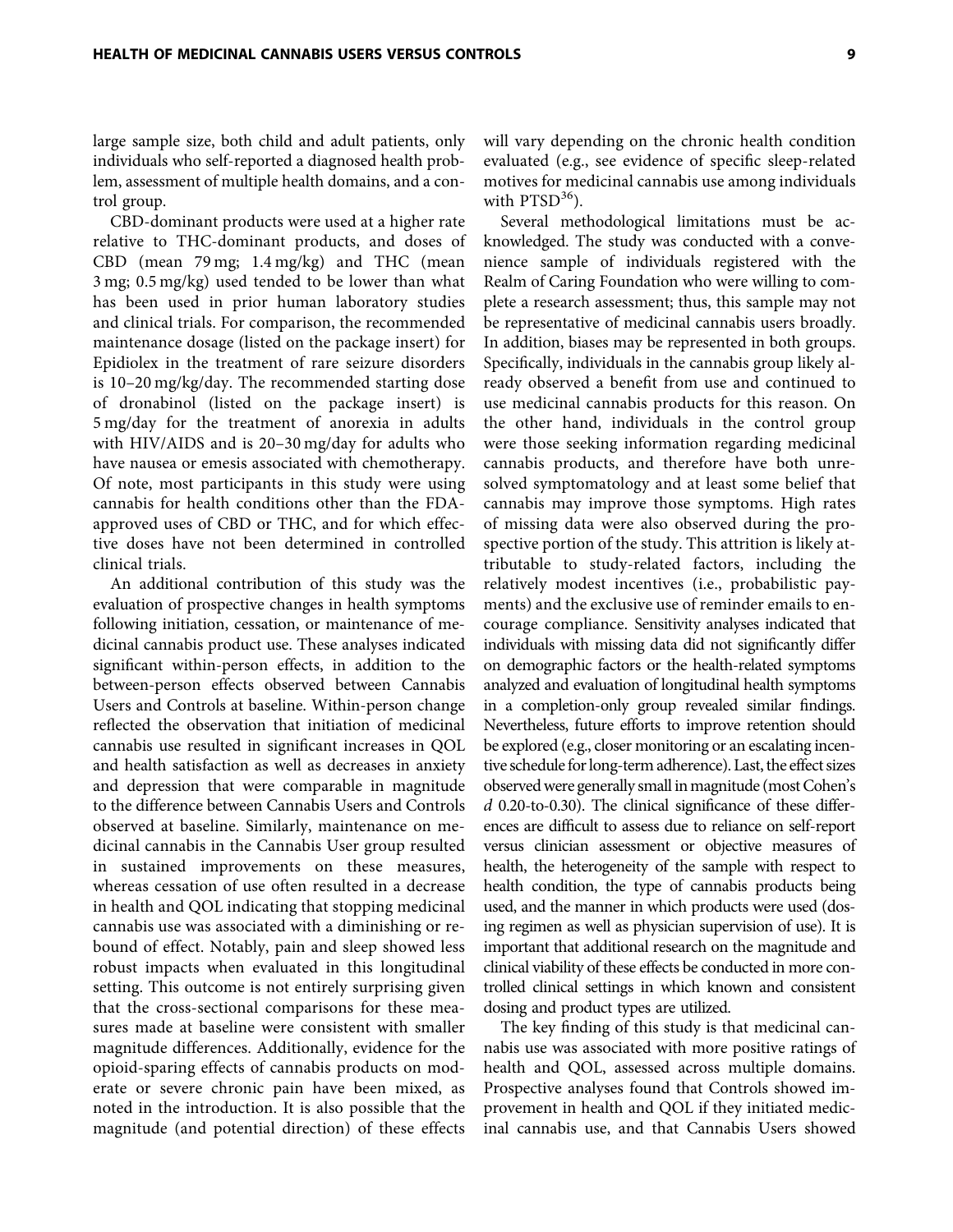large sample size, both child and adult patients, only individuals who self-reported a diagnosed health problem, assessment of multiple health domains, and a control group.

CBD-dominant products were used at a higher rate relative to THC-dominant products, and doses of CBD (mean 79 mg; 1.4 mg/kg) and THC (mean 3 mg; 0.5 mg/kg) used tended to be lower than what has been used in prior human laboratory studies and clinical trials. For comparison, the recommended maintenance dosage (listed on the package insert) for Epidiolex in the treatment of rare seizure disorders is 10–20 mg/kg/day. The recommended starting dose of dronabinol (listed on the package insert) is 5 mg/day for the treatment of anorexia in adults with HIV/AIDS and is 20–30 mg/day for adults who have nausea or emesis associated with chemotherapy. Of note, most participants in this study were using cannabis for health conditions other than the FDA-approved uses of CBD or THC, and for which effective doses have not been determined in controlled clinical trials.

An additional contribution of this study was the evaluation of prospective changes in health symptoms following initiation, cessation, or maintenance of medicinal cannabis product use. These analyses indicated significant within-person effects, in addition to the between-person effects observed between Cannabis Users and Controls at baseline. Within-person change reflected the observation that initiation of medicinal cannabis use resulted in significant increases in QOL and health satisfaction as well as decreases in anxiety and depression that were comparable in magnitude to the difference between Cannabis Users and Controls observed at baseline. Similarly, maintenance on medicinal cannabis in the Cannabis User group resulted in sustained improvements on these measures, whereas cessation of use often resulted in a decrease in health and QOL indicating that stopping medicinal cannabis use was associated with a diminishing or rebound of effect. Notably, pain and sleep showed less robust impacts when evaluated in this longitudinal setting. This outcome is not entirely surprising given that the cross-sectional comparisons for these measures made at baseline were consistent with smaller magnitude differences. Additionally, evidence for the opioid-sparing effects of cannabis products on moderate or severe chronic pain have been mixed, as noted in the introduction. It is also possible that the magnitude (and potential direction) of these effects will vary depending on the chronic health condition evaluated (e.g., see evidence of specific sleep-related motives for medicinal cannabis use among individuals with PTSD[36]).

Several methodological limitations must be acknowledged. The study was conducted with a convenience sample of individuals registered with the Realm of Caring Foundation who were willing to complete a research assessment; thus, this sample may not be representative of medicinal cannabis users broadly. In addition, biases may be represented in both groups. Specifically, individuals in the cannabis group likely already observed a benefit from use and continued to use medicinal cannabis products for this reason. On the other hand, individuals in the control group were those seeking information regarding medicinal cannabis products, and therefore have both unresolved symptomatology and at least some belief that cannabis may improve those symptoms. High rates of missing data were also observed during the prospective portion of the study. This attrition is likely attributable to study-related factors, including the relatively modest incentives (i.e., probabilistic payments) and the exclusive use of reminder emails to encourage compliance. Sensitivity analyses indicated that individuals with missing data did not significantly differ on demographic factors or the health-related symptoms analyzed and evaluation of longitudinal health symptoms in a completion-only group revealed similar findings. Nevertheless, future efforts to improve retention should be explored (e.g., closer monitoring or an escalating incentive schedule for long-term adherence). Last, the effect sizes observed were generally small in magnitude (most Cohen's *d* 0.20-to-0.30). The clinical significance of these differences are difficult to assess due to reliance on self-report versus clinician assessment or objective measures of health, the heterogeneity of the sample with respect to health condition, the type of cannabis products being used, and the manner in which products were used (dosing regimen as well as physician supervision of use). It is important that additional research on the magnitude and clinical viability of these effects be conducted in more controlled clinical settings in which known and consistent dosing and product types are utilized.

The key finding of this study is that medicinal cannabis use was associated with more positive ratings of health and QOL, assessed across multiple domains. Prospective analyses found that Controls showed improvement in health and QOL if they initiated medicinal cannabis use, and that Cannabis Users showed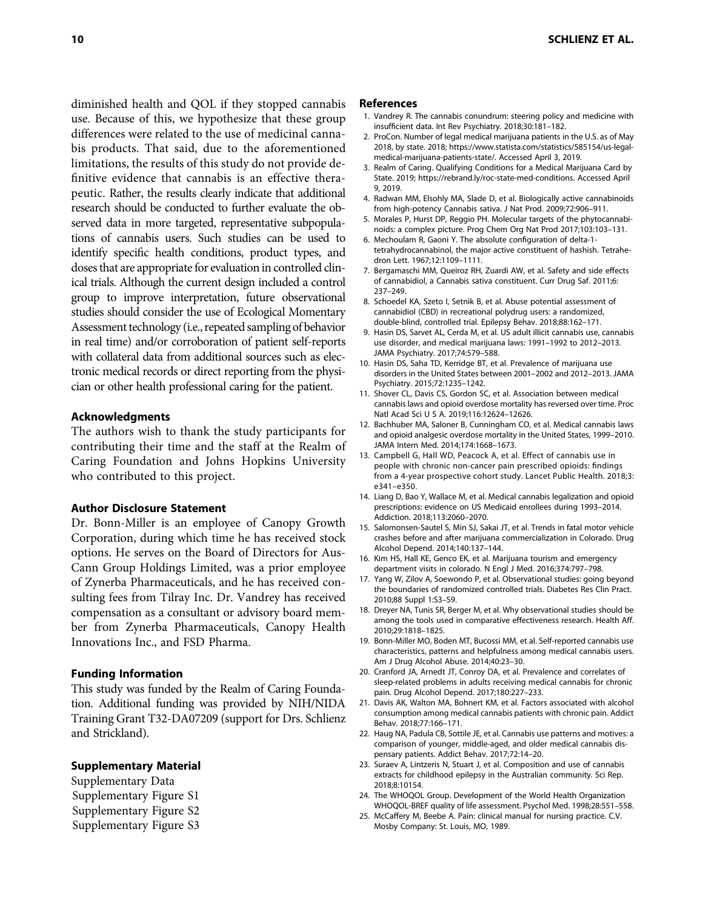diminished health and QOL if they stopped cannabis use. Because of this, we hypothesize that these group differences were related to the use of medicinal cannabis products. That said, due to the aforementioned limitations, the results of this study do not provide definitive evidence that cannabis is an effective therapeutic. Rather, the results clearly indicate that additional research should be conducted to further evaluate the observed data in more targeted, representative subpopulations of cannabis users. Such studies can be used to identify specific health conditions, product types, and doses that are appropriate for evaluation in controlled clinical trials. Although the current design included a control group to improve interpretation, future observational studies should consider the use of Ecological Momentary Assessment technology (i.e., repeated sampling of behavior in real time) and/or corroboration of patient self-reports with collateral data from additional sources such as electronic medical records or direct reporting from the physician or other health professional caring for the patient.

### Acknowledgments

The authors wish to thank the study participants for contributing their time and the staff at the Realm of Caring Foundation and Johns Hopkins University who contributed to this project.

### Author Disclosure Statement

Dr. Bonn-Miller is an employee of Canopy Growth Corporation, during which time he has received stock options. He serves on the Board of Directors for AusCann Group Holdings Limited, was a prior employee of Zynerba Pharmaceuticals, and he has received consulting fees from Tilray Inc. Dr. Vandrey has received compensation as a consultant or advisory board member from Zynerba Pharmaceuticals, Canopy Health Innovations Inc., and FSD Pharma.

### Funding Information

This study was funded by the Realm of Caring Foundation. Additional funding was provided by NIH/NIDA Training Grant T32-DA07209 (support for Drs. Schlienz and Strickland).

### Supplementary Material

Supplementary Data
Supplementary Figure S1
Supplementary Figure S2
Supplementary Figure S3

### References

1. Vandrey R. The cannabis conundrum: steering policy and medicine with insufficient data. Int Rev Psychiatry. 2018;30:181–182.
2. ProCon. Number of legal medical marijuana patients in the U.S. as of May 2018, by state. 2018; https://www.statista.com/statistics/585154/us-legal-medical-marijuana-patients-state/. Accessed April 3, 2019.
3. Realm of Caring. Qualifying Conditions for a Medical Marijuana Card by State. 2019; https://rebrand.ly/roc-state-med-conditions. Accessed April 9, 2019.
4. Radwan MM, Elsohly MA, Slade D, et al. Biologically active cannabinoids from high-potency Cannabis sativa. J Nat Prod. 2009;72:906–911.
5. Morales P, Hurst DP, Reggio PH. Molecular targets of the phytocannabinoids: a complex picture. Prog Chem Org Nat Prod 2017;103:103–131.
6. Mechoulam R, Gaoni Y. The absolute configuration of delta-1-tetrahydrocannabinol, the major active constituent of hashish. Tetrahedron Lett. 1967;12:1109–1111.
7. Bergamaschi MM, Queiroz RH, Zuardi AW, et al. Safety and side effects of cannabidiol, a Cannabis sativa constituent. Curr Drug Saf. 2011;6: 237–249.
8. Schoedel KA, Szeto I, Setnik B, et al. Abuse potential assessment of cannabidiol (CBD) in recreational polydrug users: a randomized, double-blind, controlled trial. Epilepsy Behav. 2018;88:162–171.
9. Hasin DS, Sarvet AL, Cerda M, et al. US adult illicit cannabis use, cannabis use disorder, and medical marijuana laws: 1991–1992 to 2012–2013. JAMA Psychiatry. 2017;74:579–588.
10. Hasin DS, Saha TD, Kerridge BT, et al. Prevalence of marijuana use disorders in the United States between 2001–2002 and 2012–2013. JAMA Psychiatry. 2015;72:1235–1242.
11. Shover CL, Davis CS, Gordon SC, et al. Association between medical cannabis laws and opioid overdose mortality has reversed over time. Proc Natl Acad Sci U S A. 2019;116:12624–12626.
12. Bachhuber MA, Saloner B, Cunningham CO, et al. Medical cannabis laws and opioid analgesic overdose mortality in the United States, 1999–2010. JAMA Intern Med. 2014;174:1668–1673.
13. Campbell G, Hall WD, Peacock A, et al. Effect of cannabis use in people with chronic non-cancer pain prescribed opioids: findings from a 4-year prospective cohort study. Lancet Public Health. 2018;3: e341–e350.
14. Liang D, Bao Y, Wallace M, et al. Medical cannabis legalization and opioid prescriptions: evidence on US Medicaid enrollees during 1993–2014. Addiction. 2018;113:2060–2070.
15. Salomonsen-Sautel S, Min SJ, Sakai JT, et al. Trends in fatal motor vehicle crashes before and after marijuana commercialization in Colorado. Drug Alcohol Depend. 2014;140:137–144.
16. Kim HS, Hall KE, Genco EK, et al. Marijuana tourism and emergency department visits in colorado. N Engl J Med. 2016;374:797–798.
17. Yang W, Zilov A, Soewondo P, et al. Observational studies: going beyond the boundaries of randomized controlled trials. Diabetes Res Clin Pract. 2010;88 Suppl 1:S3–S9.
18. Dreyer NA, Tunis SR, Berger M, et al. Why observational studies should be among the tools used in comparative effectiveness research. Health Aff. 2010;29:1818–1825.
19. Bonn-Miller MO, Boden MT, Bucossi MM, et al. Self-reported cannabis use characteristics, patterns and helpfulness among medical cannabis users. Am J Drug Alcohol Abuse. 2014;40:23–30.
20. Cranford JA, Arnedt JT, Conroy DA, et al. Prevalence and correlates of sleep-related problems in adults receiving medical cannabis for chronic pain. Drug Alcohol Depend. 2017;180:227–233.
21. Davis AK, Walton MA, Bohnert KM, et al. Factors associated with alcohol consumption among medical cannabis patients with chronic pain. Addict Behav. 2018;77:166–171.
22. Haug NA, Padula CB, Sottile JE, et al. Cannabis use patterns and motives: a comparison of younger, middle-aged, and older medical cannabis dispensary patients. Addict Behav. 2017;72:14–20.
23. Suraev A, Lintzeris N, Stuart J, et al. Composition and use of cannabis extracts for childhood epilepsy in the Australian community. Sci Rep. 2018;8:10154.
24. The WHOQOL Group. Development of the World Health Organization WHOQOL-BREF quality of life assessment. Psychol Med. 1998;28:551–558.
25. McCaffery M, Beebe A. Pain: clinical manual for nursing practice. C.V. Mosby Company: St. Louis, MO, 1989.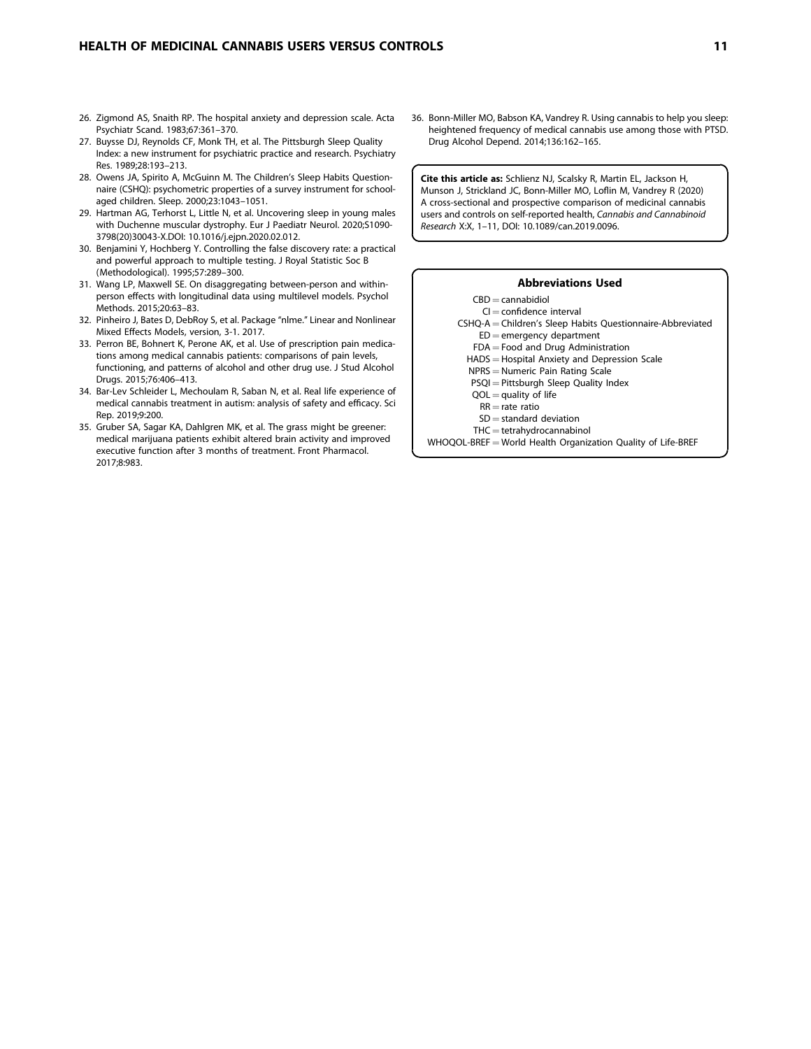26. Zigmond AS, Snaith RP. The hospital anxiety and depression scale. Acta Psychiatr Scand. 1983;67:361–370.
27. Buysse DJ, Reynolds CF, Monk TH, et al. The Pittsburgh Sleep Quality Index: a new instrument for psychiatric practice and research. Psychiatry Res. 1989;28:193–213.
28. Owens JA, Spirito A, McGuinn M. The Children's Sleep Habits Questionnaire (CSHQ): psychometric properties of a survey instrument for school-aged children. Sleep. 2000;23:1043–1051.
29. Hartman AG, Terhorst L, Little N, et al. Uncovering sleep in young males with Duchenne muscular dystrophy. Eur J Paediatr Neurol. 2020;S1090-3798(20)30043-X.DOI: 10.1016/j.ejpn.2020.02.012.
30. Benjamini Y, Hochberg Y. Controlling the false discovery rate: a practical and powerful approach to multiple testing. J Royal Statistic Soc B (Methodological). 1995;57:289–300.
31. Wang LP, Maxwell SE. On disaggregating between-person and within-person effects with longitudinal data using multilevel models. Psychol Methods. 2015;20:63–83.
32. Pinheiro J, Bates D, DebRoy S, et al. Package "nlme." Linear and Nonlinear Mixed Effects Models, version, 3-1. 2017.
33. Perron BE, Bohnert K, Perone AK, et al. Use of prescription pain medications among medical cannabis patients: comparisons of pain levels, functioning, and patterns of alcohol and other drug use. J Stud Alcohol Drugs. 2015;76:406–413.
34. Bar-Lev Schleider L, Mechoulam R, Saban N, et al. Real life experience of medical cannabis treatment in autism: analysis of safety and efficacy. Sci Rep. 2019;9:200.
35. Gruber SA, Sagar KA, Dahlgren MK, et al. The grass might be greener: medical marijuana patients exhibit altered brain activity and improved executive function after 3 months of treatment. Front Pharmacol. 2017;8:983.
36. Bonn-Miller MO, Babson KA, Vandrey R. Using cannabis to help you sleep: heightened frequency of medical cannabis use among those with PTSD. Drug Alcohol Depend. 2014;136:162–165.

**Cite this article as:** Schlienz NJ, Scalsky R, Martin EL, Jackson H, Munson J, Strickland JC, Bonn-Miller MO, Loflin M, Vandrey R (2020) A cross-sectional and prospective comparison of medicinal cannabis users and controls on self-reported health, *Cannabis and Cannabinoid Research* X:X, 1–11, DOI: 10.1089/can.2019.0096.

**Abbreviations Used**

CBD = cannabidiol
CI = confidence interval
CSHQ-A = Children's Sleep Habits Questionnaire-Abbreviated
ED = emergency department
FDA = Food and Drug Administration
HADS = Hospital Anxiety and Depression Scale
NPRS = Numeric Pain Rating Scale
PSQI = Pittsburgh Sleep Quality Index
QOL = quality of life
RR = rate ratio
SD = standard deviation
THC = tetrahydrocannabinol
WHOQOL-BREF = World Health Organization Quality of Life-BREF